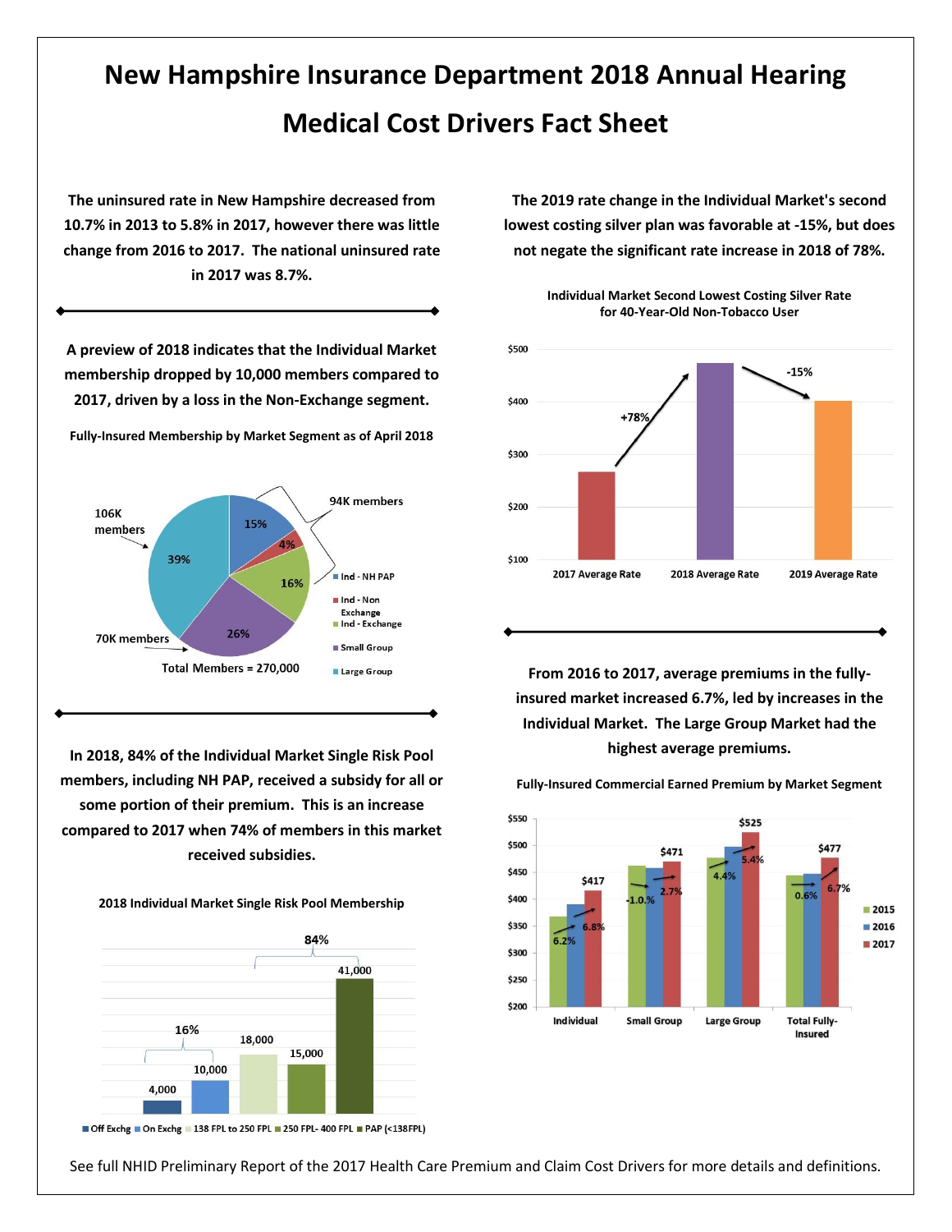# New Hampshire Insurance Department 2018 Annual Hearing

# Medical Cost Drivers Fact Sheet

**The uninsured rate in New Hampshire decreased from 10.7% in 2013 to 5.8% in 2017, however there was little change from 2016 to 2017. The national uninsured rate in 2017 was 8.7%.**

**A preview of 2018 indicates that the Individual Market membership dropped by 10,000 members compared to 2017, driven by a loss in the Non-Exchange segment.**

**Fully-Insured Membership by Market Segment as of April 2018**

| Segment | Share |
| --- | --- |
| Ind - NH PAP | 15% |
| Ind - Non Exchange | 4% |
| Ind - Exchange | 16% |
| Small Group | 26% |
| Large Group | 39% |

94K members (Individual); 70K members (Small Group); 106K members (Large Group)

Total Members = 270,000

**In 2018, 84% of the Individual Market Single Risk Pool members, including NH PAP, received a subsidy for all or some portion of their premium. This is an increase compared to 2017 when 74% of members in this market received subsidies.**

**2018 Individual Market Single Risk Pool Membership**

| Off Exchg | On Exchg | 138 FPL to 250 FPL | 250 FPL- 400 FPL | PAP (<138FPL) |
| --- | --- | --- | --- | --- |
| 4,000 | 10,000 | 18,000 | 15,000 | 41,000 |

16% (Off Exchg and On Exchg); 84% (138 FPL to 250 FPL, 250 FPL- 400 FPL, PAP)

**The 2019 rate change in the Individual Market's second lowest costing silver plan was favorable at -15%, but does not negate the significant rate increase in 2018 of 78%.**

**Individual Market Second Lowest Costing Silver Rate for 40-Year-Old Non-Tobacco User**

| | 2017 Average Rate | 2018 Average Rate | 2019 Average Rate |
| --- | --- | --- | --- |
| Change | | +78% | -15% |

**From 2016 to 2017, average premiums in the fully-insured market increased 6.7%, led by increases in the Individual Market. The Large Group Market had the highest average premiums.**

**Fully-Insured Commercial Earned Premium by Market Segment**

| | Individual | Small Group | Large Group | Total Fully-Insured |
| --- | --- | --- | --- | --- |
| 2015 to 2016 change | 6.2% | -1.0% | 4.4% | 0.6% |
| 2016 to 2017 change | 6.8% | 2.7% | 5.4% | 6.7% |
| 2017 | $417 | $471 | $525 | $477 |

See full NHID Preliminary Report of the 2017 Health Care Premium and Claim Cost Drivers for more details and definitions.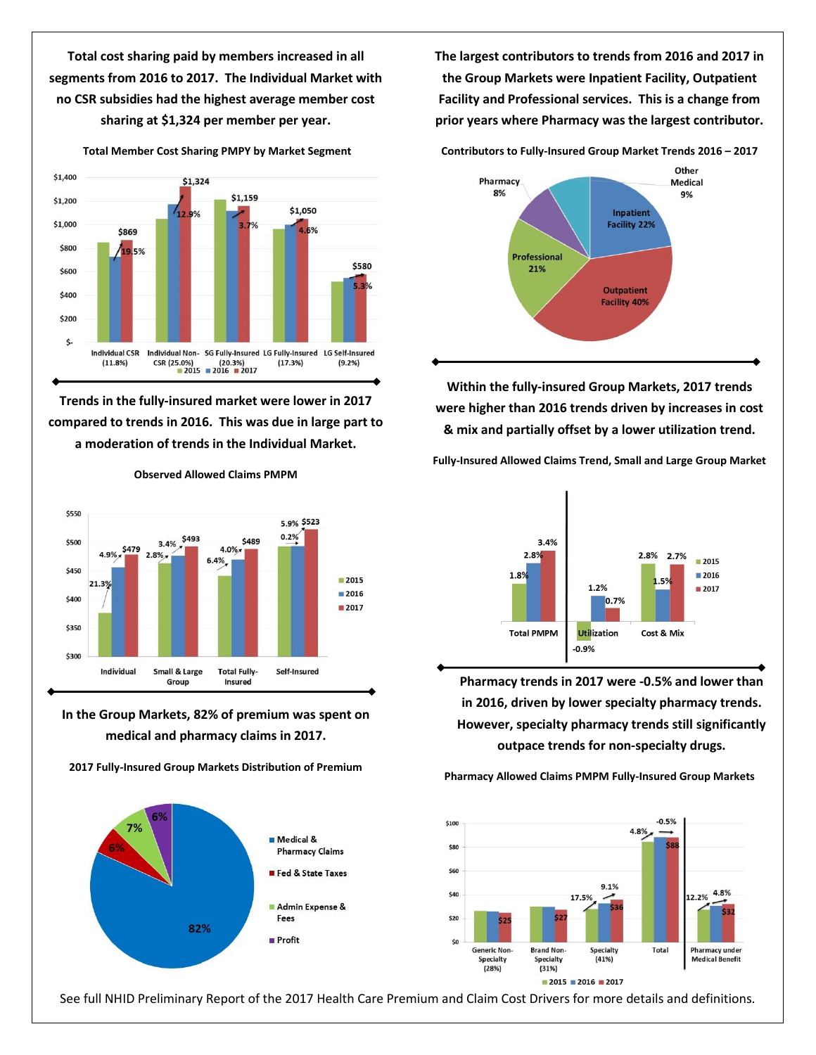**Total cost sharing paid by members increased in all segments from 2016 to 2017. The Individual Market with no CSR subsidies had the highest average member cost sharing at $1,324 per member per year.**

**Total Member Cost Sharing PMPY by Market Segment**

$1,400
$1,200
$1,000
$800
$600
$400
$200
$-

$869
19.5%
$1,324
12.9%
$1,159
3.7%
$1,050
4.6%
$580
5.3%

Individual CSR (11.8%)
Individual Non-CSR (25.0%)
SG Fully-Insured (20.3%)
LG Fully-Insured (17.3%)
LG Self-Insured (9.2%)

2015 2016 2017

**Trends in the fully-insured market were lower in 2017 compared to trends in 2016. This was due in large part to a moderation of trends in the Individual Market.**

**Observed Allowed Claims PMPM**

$550
$500
$450
$400
$350
$300

21.3%
4.9%
$479
2.8%
3.4%
$493
6.4%
4.0%
$489
0.2%
5.9%
$523

Individual
Small & Large Group
Total Fully-Insured
Self-Insured

2015
2016
2017

**In the Group Markets, 82% of premium was spent on medical and pharmacy claims in 2017.**

**2017 Fully-Insured Group Markets Distribution of Premium**

82%
6%
7%
6%

Medical & Pharmacy Claims
Fed & State Taxes
Admin Expense & Fees
Profit

**The largest contributors to trends from 2016 and 2017 in the Group Markets were Inpatient Facility, Outpatient Facility and Professional services. This is a change from prior years where Pharmacy was the largest contributor.**

**Contributors to Fully-Insured Group Market Trends 2016 – 2017**

Inpatient Facility 22%
Outpatient Facility 40%
Professional 21%
Pharmacy 8%
Other Medical 9%

**Within the fully-insured Group Markets, 2017 trends were higher than 2016 trends driven by increases in cost & mix and partially offset by a lower utilization trend.**

**Fully-Insured Allowed Claims Trend, Small and Large Group Market**

1.8%
2.8%
3.4%
Total PMPM
-0.9%
1.2%
0.7%
Utilization
2.8%
1.5%
2.7%
Cost & Mix

2015
2016
2017

**Pharmacy trends in 2017 were -0.5% and lower than in 2016, driven by lower specialty pharmacy trends. However, specialty pharmacy trends still significantly outpace trends for non-specialty drugs.**

**Pharmacy Allowed Claims PMPM Fully-Insured Group Markets**

$100
$80
$60
$40
$20
$0

$25
$27
17.5%
9.1%
$36
4.8%
-0.5%
$88
12.2%
4.8%
$32

Generic Non-Specialty (28%)
Brand Non-Specialty (31%)
Specialty (41%)
Total
Pharmacy under Medical Benefit

2015 2016 2017

See full NHID Preliminary Report of the 2017 Health Care Premium and Claim Cost Drivers for more details and definitions.